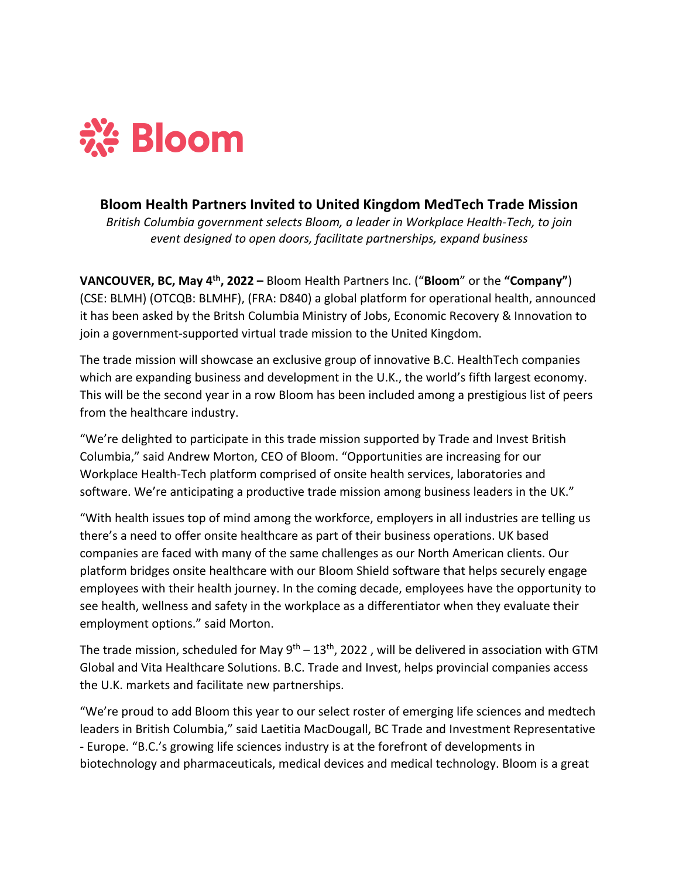Bloom

# Bloom Health Partners Invited to United Kingdom MedTech Trade Mission

*British Columbia government selects Bloom, a leader in Workplace Health-Tech, to join event designed to open doors, facilitate partnerships, expand business*

**VANCOUVER, BC, May 4th, 2022 –** Bloom Health Partners Inc. ("**Bloom**" or the **"Company"**) (CSE: BLMH) (OTCQB: BLMHF), (FRA: D840) a global platform for operational health, announced it has been asked by the Britsh Columbia Ministry of Jobs, Economic Recovery & Innovation to join a government-supported virtual trade mission to the United Kingdom.

The trade mission will showcase an exclusive group of innovative B.C. HealthTech companies which are expanding business and development in the U.K., the world's fifth largest economy. This will be the second year in a row Bloom has been included among a prestigious list of peers from the healthcare industry.

"We're delighted to participate in this trade mission supported by Trade and Invest British Columbia," said Andrew Morton, CEO of Bloom. "Opportunities are increasing for our Workplace Health-Tech platform comprised of onsite health services, laboratories and software. We're anticipating a productive trade mission among business leaders in the UK."

"With health issues top of mind among the workforce, employers in all industries are telling us there's a need to offer onsite healthcare as part of their business operations. UK based companies are faced with many of the same challenges as our North American clients. Our platform bridges onsite healthcare with our Bloom Shield software that helps securely engage employees with their health journey. In the coming decade, employees have the opportunity to see health, wellness and safety in the workplace as a differentiator when they evaluate their employment options." said Morton.

The trade mission, scheduled for May 9th – 13th, 2022 , will be delivered in association with GTM Global and Vita Healthcare Solutions. B.C. Trade and Invest, helps provincial companies access the U.K. markets and facilitate new partnerships.

"We're proud to add Bloom this year to our select roster of emerging life sciences and medtech leaders in British Columbia," said Laetitia MacDougall, BC Trade and Investment Representative - Europe. "B.C.'s growing life sciences industry is at the forefront of developments in biotechnology and pharmaceuticals, medical devices and medical technology. Bloom is a great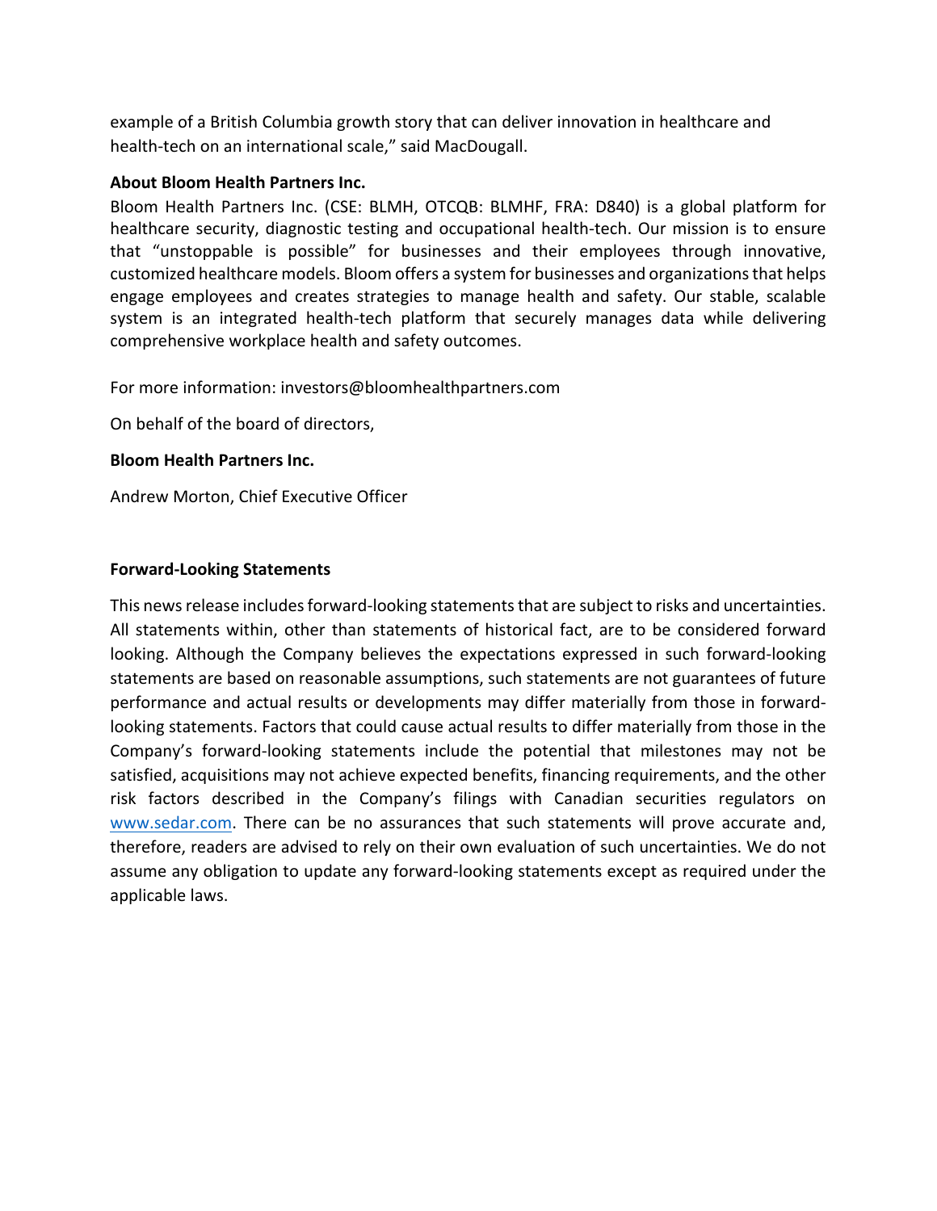example of a British Columbia growth story that can deliver innovation in healthcare and health-tech on an international scale," said MacDougall.

**About Bloom Health Partners Inc.**

Bloom Health Partners Inc. (CSE: BLMH, OTCQB: BLMHF, FRA: D840) is a global platform for healthcare security, diagnostic testing and occupational health-tech. Our mission is to ensure that "unstoppable is possible" for businesses and their employees through innovative, customized healthcare models. Bloom offers a system for businesses and organizations that helps engage employees and creates strategies to manage health and safety. Our stable, scalable system is an integrated health-tech platform that securely manages data while delivering comprehensive workplace health and safety outcomes.

For more information: investors@bloomhealthpartners.com

On behalf of the board of directors,

**Bloom Health Partners Inc.**

Andrew Morton, Chief Executive Officer

**Forward-Looking Statements**

This news release includes forward-looking statements that are subject to risks and uncertainties. All statements within, other than statements of historical fact, are to be considered forward looking. Although the Company believes the expectations expressed in such forward-looking statements are based on reasonable assumptions, such statements are not guarantees of future performance and actual results or developments may differ materially from those in forward-looking statements. Factors that could cause actual results to differ materially from those in the Company's forward-looking statements include the potential that milestones may not be satisfied, acquisitions may not achieve expected benefits, financing requirements, and the other risk factors described in the Company's filings with Canadian securities regulators on www.sedar.com. There can be no assurances that such statements will prove accurate and, therefore, readers are advised to rely on their own evaluation of such uncertainties. We do not assume any obligation to update any forward-looking statements except as required under the applicable laws.